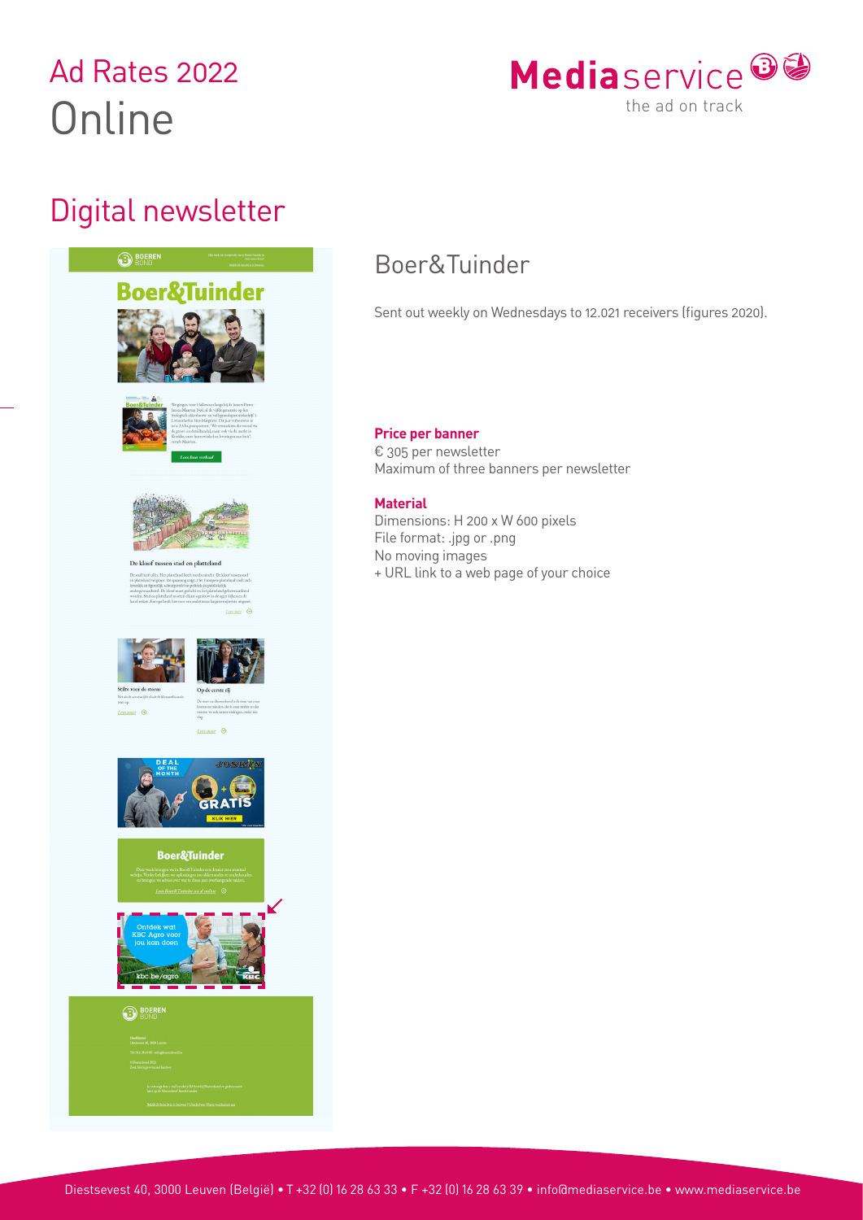# Ad Rates 2022
# Online

Mediaservice
the ad on track

## Digital newsletter

### Boer&Tuinder

Sent out weekly on Wednesdays to 12.021 receivers (figures 2020).

**Price per banner**
€ 305 per newsletter
Maximum of three banners per newsletter

**Material**
Dimensions: H 200 x W 600 pixels
File format: .jpg or .png
No moving images
+ URL link to a web page of your choice

Diestsevest 40, 3000 Leuven (België) • T +32 (0) 16 28 63 33 • F +32 (0) 16 28 63 39 • info@mediaservice.be • www.mediaservice.be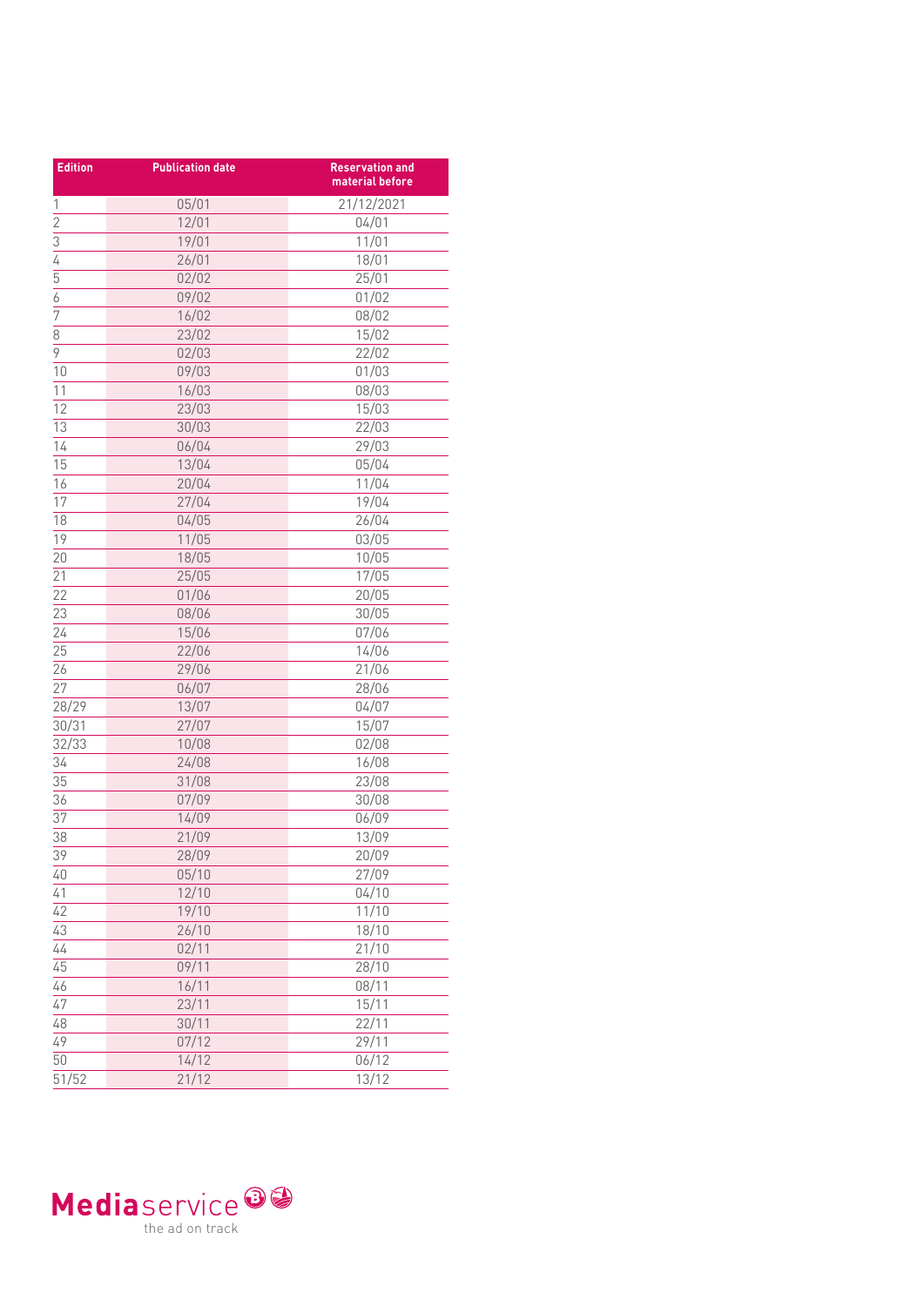| Edition | Publication date | Reservation and material before |
|---|---|---|
| 1 | 05/01 | 21/12/2021 |
| 2 | 12/01 | 04/01 |
| 3 | 19/01 | 11/01 |
| 4 | 26/01 | 18/01 |
| 5 | 02/02 | 25/01 |
| 6 | 09/02 | 01/02 |
| 7 | 16/02 | 08/02 |
| 8 | 23/02 | 15/02 |
| 9 | 02/03 | 22/02 |
| 10 | 09/03 | 01/03 |
| 11 | 16/03 | 08/03 |
| 12 | 23/03 | 15/03 |
| 13 | 30/03 | 22/03 |
| 14 | 06/04 | 29/03 |
| 15 | 13/04 | 05/04 |
| 16 | 20/04 | 11/04 |
| 17 | 27/04 | 19/04 |
| 18 | 04/05 | 26/04 |
| 19 | 11/05 | 03/05 |
| 20 | 18/05 | 10/05 |
| 21 | 25/05 | 17/05 |
| 22 | 01/06 | 20/05 |
| 23 | 08/06 | 30/05 |
| 24 | 15/06 | 07/06 |
| 25 | 22/06 | 14/06 |
| 26 | 29/06 | 21/06 |
| 27 | 06/07 | 28/06 |
| 28/29 | 13/07 | 04/07 |
| 30/31 | 27/07 | 15/07 |
| 32/33 | 10/08 | 02/08 |
| 34 | 24/08 | 16/08 |
| 35 | 31/08 | 23/08 |
| 36 | 07/09 | 30/08 |
| 37 | 14/09 | 06/09 |
| 38 | 21/09 | 13/09 |
| 39 | 28/09 | 20/09 |
| 40 | 05/10 | 27/09 |
| 41 | 12/10 | 04/10 |
| 42 | 19/10 | 11/10 |
| 43 | 26/10 | 18/10 |
| 44 | 02/11 | 21/10 |
| 45 | 09/11 | 28/10 |
| 46 | 16/11 | 08/11 |
| 47 | 23/11 | 15/11 |
| 48 | 30/11 | 22/11 |
| 49 | 07/12 | 29/11 |
| 50 | 14/12 | 06/12 |
| 51/52 | 21/12 | 13/12 |

**Media**service
the ad on track